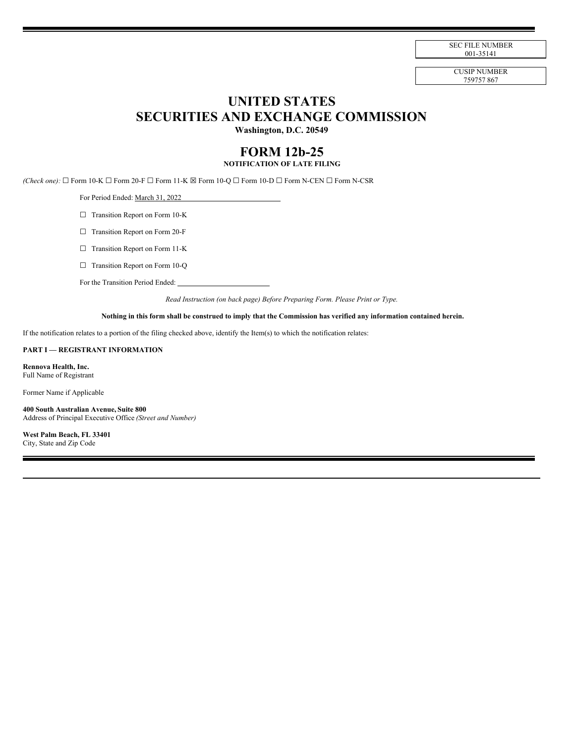SEC FILE NUMBER
001-35141

CUSIP NUMBER
759757 867

# UNITED STATES
# SECURITIES AND EXCHANGE COMMISSION

**Washington, D.C. 20549**

# FORM 12b-25

**NOTIFICATION OF LATE FILING**

*(Check one):* ☐ Form 10-K ☐ Form 20-F ☐ Form 11-K ☒ Form 10-Q ☐ Form 10-D ☐ Form N-CEN ☐ Form N-CSR

For Period Ended: March 31, 2022

☐ Transition Report on Form 10-K

☐ Transition Report on Form 20-F

☐ Transition Report on Form 11-K

☐ Transition Report on Form 10-Q

For the Transition Period Ended: ____________

*Read Instruction (on back page) Before Preparing Form. Please Print or Type.*

**Nothing in this form shall be construed to imply that the Commission has verified any information contained herein.**

If the notification relates to a portion of the filing checked above, identify the Item(s) to which the notification relates:

**PART I — REGISTRANT INFORMATION**

**Rennova Health, Inc.**
Full Name of Registrant

Former Name if Applicable

**400 South Australian Avenue, Suite 800**
Address of Principal Executive Office *(Street and Number)*

**West Palm Beach, FL 33401**
City, State and Zip Code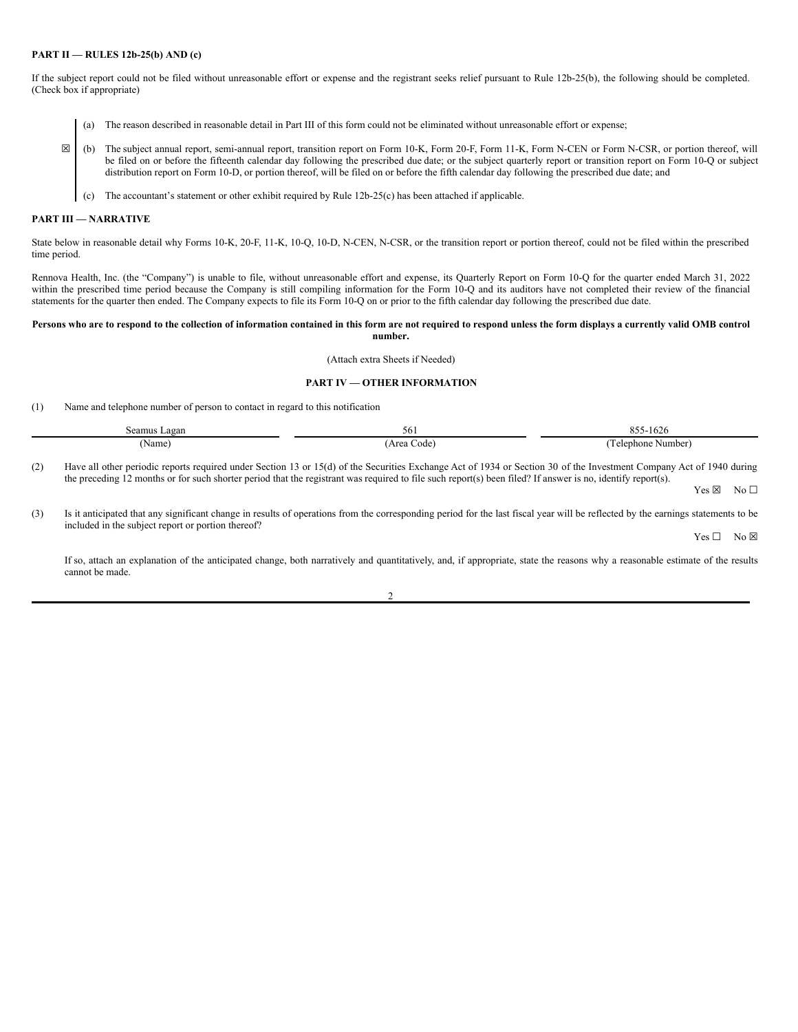**PART II — RULES 12b-25(b) AND (c)**

If the subject report could not be filed without unreasonable effort or expense and the registrant seeks relief pursuant to Rule 12b-25(b), the following should be completed. (Check box if appropriate)

(a) The reason described in reasonable detail in Part III of this form could not be eliminated without unreasonable effort or expense;

☒ (b) The subject annual report, semi-annual report, transition report on Form 10-K, Form 20-F, Form 11-K, Form N-CEN or Form N-CSR, or portion thereof, will be filed on or before the fifteenth calendar day following the prescribed due date; or the subject quarterly report or transition report on Form 10-Q or subject distribution report on Form 10-D, or portion thereof, will be filed on or before the fifth calendar day following the prescribed due date; and

(c) The accountant's statement or other exhibit required by Rule 12b-25(c) has been attached if applicable.

**PART III — NARRATIVE**

State below in reasonable detail why Forms 10-K, 20-F, 11-K, 10-Q, 10-D, N-CEN, N-CSR, or the transition report or portion thereof, could not be filed within the prescribed time period.

Rennova Health, Inc. (the "Company") is unable to file, without unreasonable effort and expense, its Quarterly Report on Form 10-Q for the quarter ended March 31, 2022 within the prescribed time period because the Company is still compiling information for the Form 10-Q and its auditors have not completed their review of the financial statements for the quarter then ended. The Company expects to file its Form 10-Q on or prior to the fifth calendar day following the prescribed due date.

**Persons who are to respond to the collection of information contained in this form are not required to respond unless the form displays a currently valid OMB control number.**

(Attach extra Sheets if Needed)

**PART IV — OTHER INFORMATION**

(1) Name and telephone number of person to contact in regard to this notification

| Seamus Lagan | 561 | 855-1626 |
|---|---|---|
| (Name) | (Area Code) | (Telephone Number) |

(2) Have all other periodic reports required under Section 13 or 15(d) of the Securities Exchange Act of 1934 or Section 30 of the Investment Company Act of 1940 during the preceding 12 months or for such shorter period that the registrant was required to file such report(s) been filed? If answer is no, identify report(s).

Yes ☒ No ☐

(3) Is it anticipated that any significant change in results of operations from the corresponding period for the last fiscal year will be reflected by the earnings statements to be included in the subject report or portion thereof?

Yes ☐ No ☒

If so, attach an explanation of the anticipated change, both narratively and quantitatively, and, if appropriate, state the reasons why a reasonable estimate of the results cannot be made.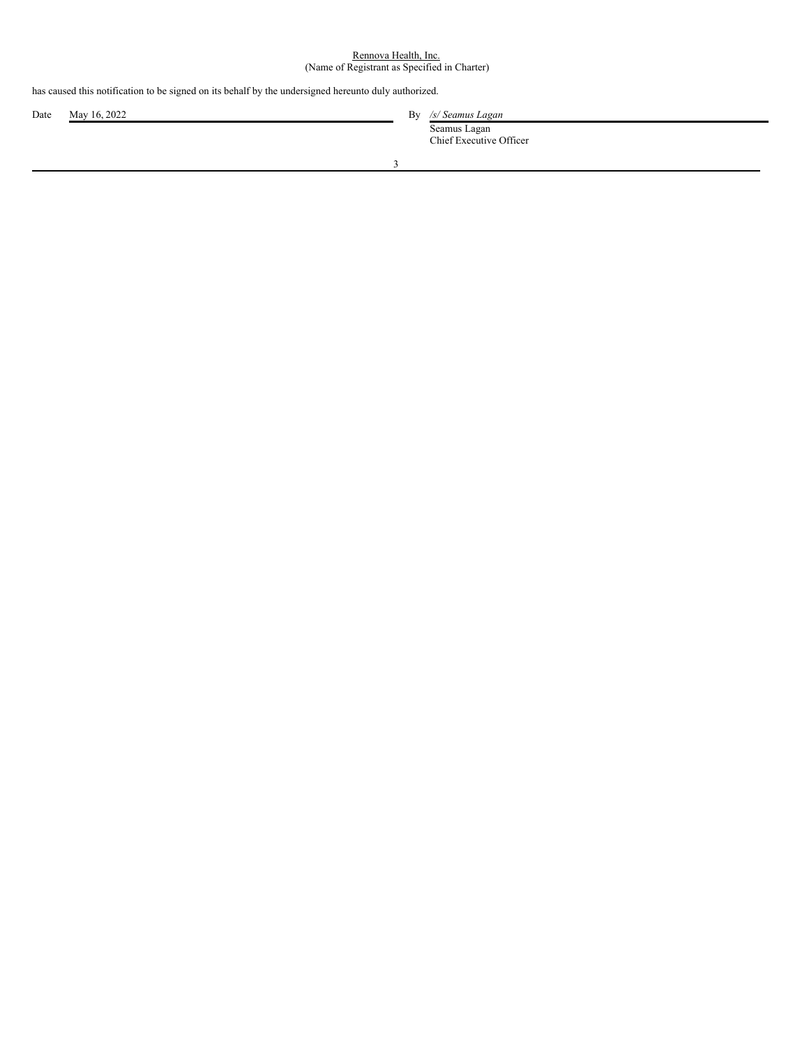Rennova Health, Inc.
(Name of Registrant as Specified in Charter)

has caused this notification to be signed on its behalf by the undersigned hereunto duly authorized.

| | | | |
|---|---|---|---|
| Date | May 16, 2022 | By | */s/ Seamus Lagan* |
| | | | Seamus Lagan |
| | | | Chief Executive Officer |